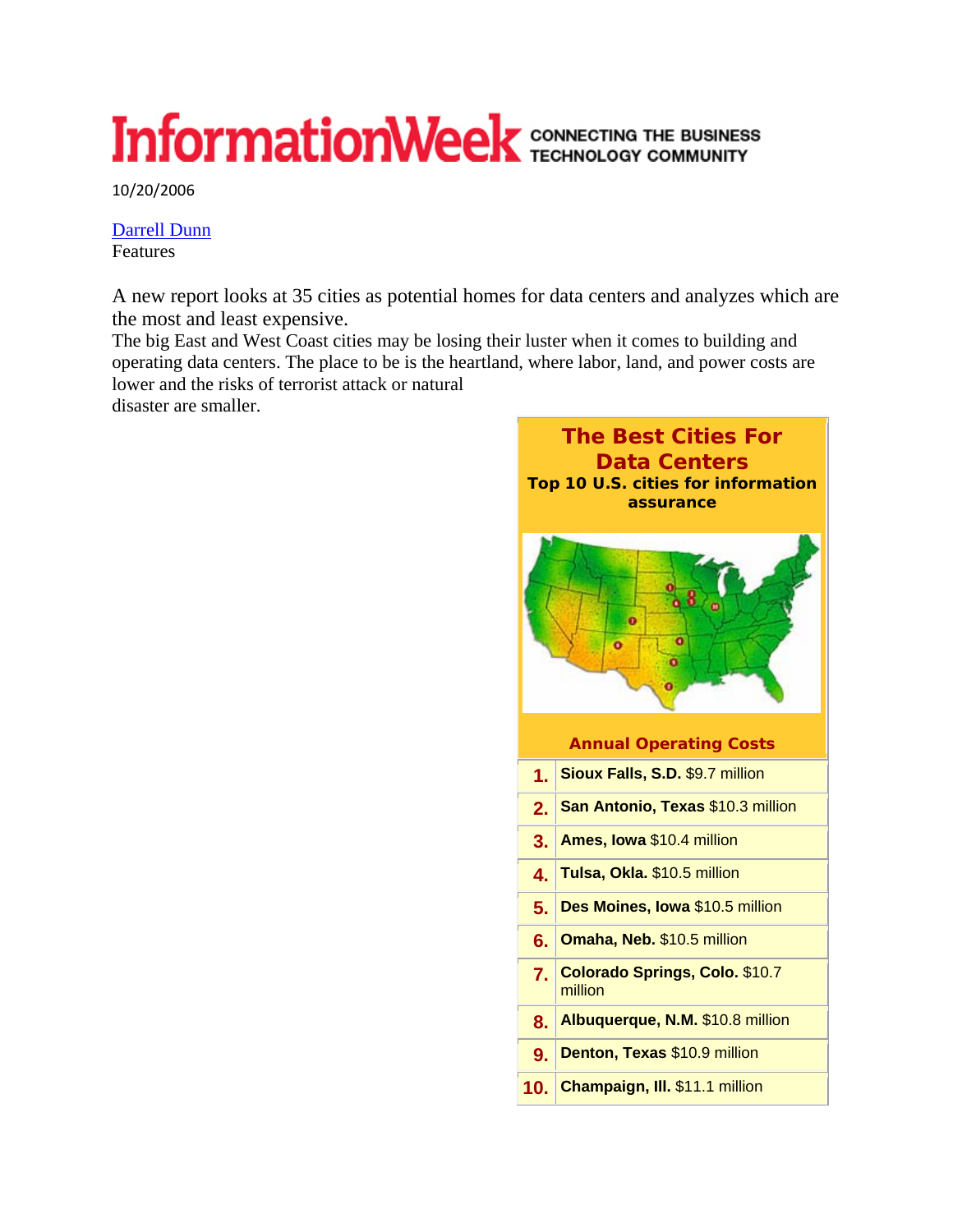# InformationWeek CONNECTING THE BUSINESS TECHNOLOGY COMMUNITY

10/20/2006

Darrell Dunn
Features

A new report looks at 35 cities as potential homes for data centers and analyzes which are the most and least expensive.

The big East and West Coast cities may be losing their luster when it comes to building and operating data centers. The place to be is the heartland, where labor, land, and power costs are lower and the risks of terrorist attack or natural disaster are smaller.

## The Best Cities For Data Centers

**Top 10 U.S. cities for information assurance**

**Annual Operating Costs**

| | |
|---|---|
| 1. | **Sioux Falls, S.D.** $9.7 million |
| 2. | **San Antonio, Texas** $10.3 million |
| 3. | **Ames, Iowa** $10.4 million |
| 4. | **Tulsa, Okla.** $10.5 million |
| 5. | **Des Moines, Iowa** $10.5 million |
| 6. | **Omaha, Neb.** $10.5 million |
| 7. | **Colorado Springs, Colo.** $10.7 million |
| 8. | **Albuquerque, N.M.** $10.8 million |
| 9. | **Denton, Texas** $10.9 million |
| 10. | **Champaign, Ill.** $11.1 million |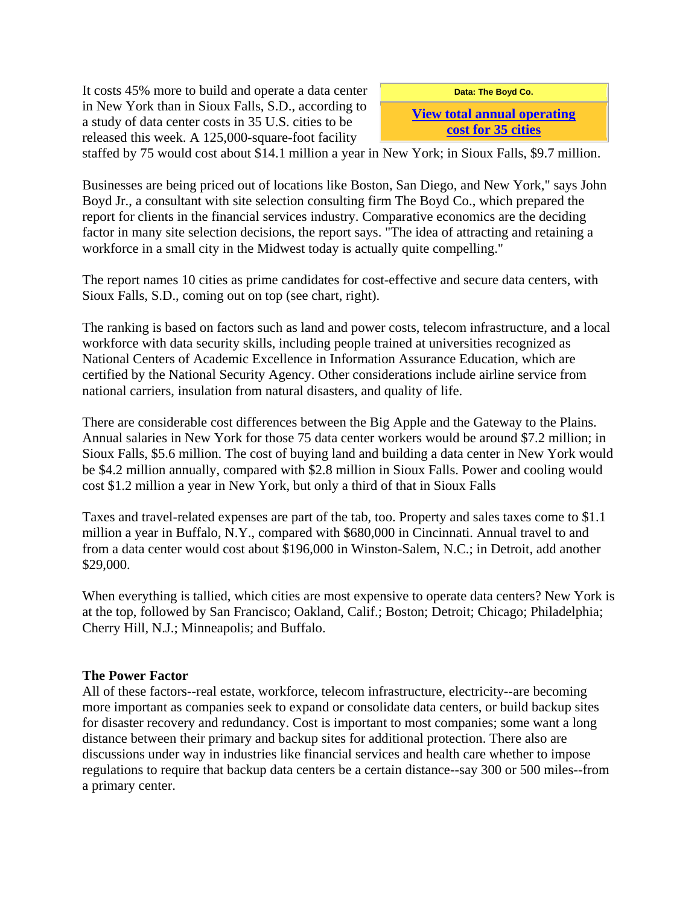Data: The Boyd Co.

**View total annual operating cost for 35 cities**

It costs 45% more to build and operate a data center in New York than in Sioux Falls, S.D., according to a study of data center costs in 35 U.S. cities to be released this week. A 125,000-square-foot facility staffed by 75 would cost about $14.1 million a year in New York; in Sioux Falls, $9.7 million.

Businesses are being priced out of locations like Boston, San Diego, and New York," says John Boyd Jr., a consultant with site selection consulting firm The Boyd Co., which prepared the report for clients in the financial services industry. Comparative economics are the deciding factor in many site selection decisions, the report says. "The idea of attracting and retaining a workforce in a small city in the Midwest today is actually quite compelling."

The report names 10 cities as prime candidates for cost-effective and secure data centers, with Sioux Falls, S.D., coming out on top (see chart, right).

The ranking is based on factors such as land and power costs, telecom infrastructure, and a local workforce with data security skills, including people trained at universities recognized as National Centers of Academic Excellence in Information Assurance Education, which are certified by the National Security Agency. Other considerations include airline service from national carriers, insulation from natural disasters, and quality of life.

There are considerable cost differences between the Big Apple and the Gateway to the Plains. Annual salaries in New York for those 75 data center workers would be around $7.2 million; in Sioux Falls, $5.6 million. The cost of buying land and building a data center in New York would be $4.2 million annually, compared with $2.8 million in Sioux Falls. Power and cooling would cost $1.2 million a year in New York, but only a third of that in Sioux Falls

Taxes and travel-related expenses are part of the tab, too. Property and sales taxes come to $1.1 million a year in Buffalo, N.Y., compared with $680,000 in Cincinnati. Annual travel to and from a data center would cost about $196,000 in Winston-Salem, N.C.; in Detroit, add another $29,000.

When everything is tallied, which cities are most expensive to operate data centers? New York is at the top, followed by San Francisco; Oakland, Calif.; Boston; Detroit; Chicago; Philadelphia; Cherry Hill, N.J.; Minneapolis; and Buffalo.

**The Power Factor**

All of these factors--real estate, workforce, telecom infrastructure, electricity--are becoming more important as companies seek to expand or consolidate data centers, or build backup sites for disaster recovery and redundancy. Cost is important to most companies; some want a long distance between their primary and backup sites for additional protection. There also are discussions under way in industries like financial services and health care whether to impose regulations to require that backup data centers be a certain distance--say 300 or 500 miles--from a primary center.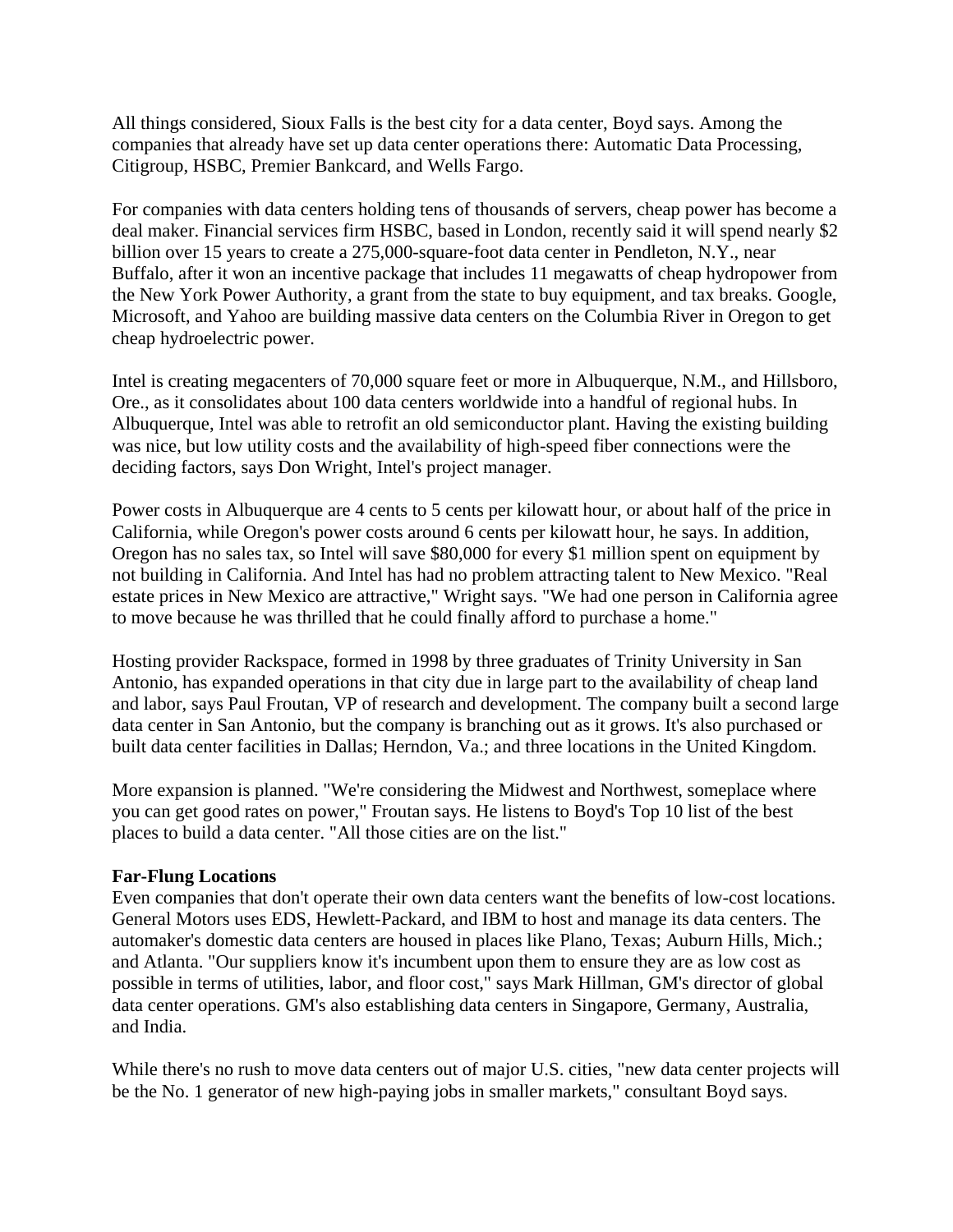All things considered, Sioux Falls is the best city for a data center, Boyd says. Among the companies that already have set up data center operations there: Automatic Data Processing, Citigroup, HSBC, Premier Bankcard, and Wells Fargo.

For companies with data centers holding tens of thousands of servers, cheap power has become a deal maker. Financial services firm HSBC, based in London, recently said it will spend nearly $2 billion over 15 years to create a 275,000-square-foot data center in Pendleton, N.Y., near Buffalo, after it won an incentive package that includes 11 megawatts of cheap hydropower from the New York Power Authority, a grant from the state to buy equipment, and tax breaks. Google, Microsoft, and Yahoo are building massive data centers on the Columbia River in Oregon to get cheap hydroelectric power.

Intel is creating megacenters of 70,000 square feet or more in Albuquerque, N.M., and Hillsboro, Ore., as it consolidates about 100 data centers worldwide into a handful of regional hubs. In Albuquerque, Intel was able to retrofit an old semiconductor plant. Having the existing building was nice, but low utility costs and the availability of high-speed fiber connections were the deciding factors, says Don Wright, Intel's project manager.

Power costs in Albuquerque are 4 cents to 5 cents per kilowatt hour, or about half of the price in California, while Oregon's power costs around 6 cents per kilowatt hour, he says. In addition, Oregon has no sales tax, so Intel will save $80,000 for every $1 million spent on equipment by not building in California. And Intel has had no problem attracting talent to New Mexico. "Real estate prices in New Mexico are attractive," Wright says. "We had one person in California agree to move because he was thrilled that he could finally afford to purchase a home."

Hosting provider Rackspace, formed in 1998 by three graduates of Trinity University in San Antonio, has expanded operations in that city due in large part to the availability of cheap land and labor, says Paul Froutan, VP of research and development. The company built a second large data center in San Antonio, but the company is branching out as it grows. It's also purchased or built data center facilities in Dallas; Herndon, Va.; and three locations in the United Kingdom.

More expansion is planned. "We're considering the Midwest and Northwest, someplace where you can get good rates on power," Froutan says. He listens to Boyd's Top 10 list of the best places to build a data center. "All those cities are on the list."

**Far-Flung Locations**

Even companies that don't operate their own data centers want the benefits of low-cost locations. General Motors uses EDS, Hewlett-Packard, and IBM to host and manage its data centers. The automaker's domestic data centers are housed in places like Plano, Texas; Auburn Hills, Mich.; and Atlanta. "Our suppliers know it's incumbent upon them to ensure they are as low cost as possible in terms of utilities, labor, and floor cost," says Mark Hillman, GM's director of global data center operations. GM's also establishing data centers in Singapore, Germany, Australia, and India.

While there's no rush to move data centers out of major U.S. cities, "new data center projects will be the No. 1 generator of new high-paying jobs in smaller markets," consultant Boyd says.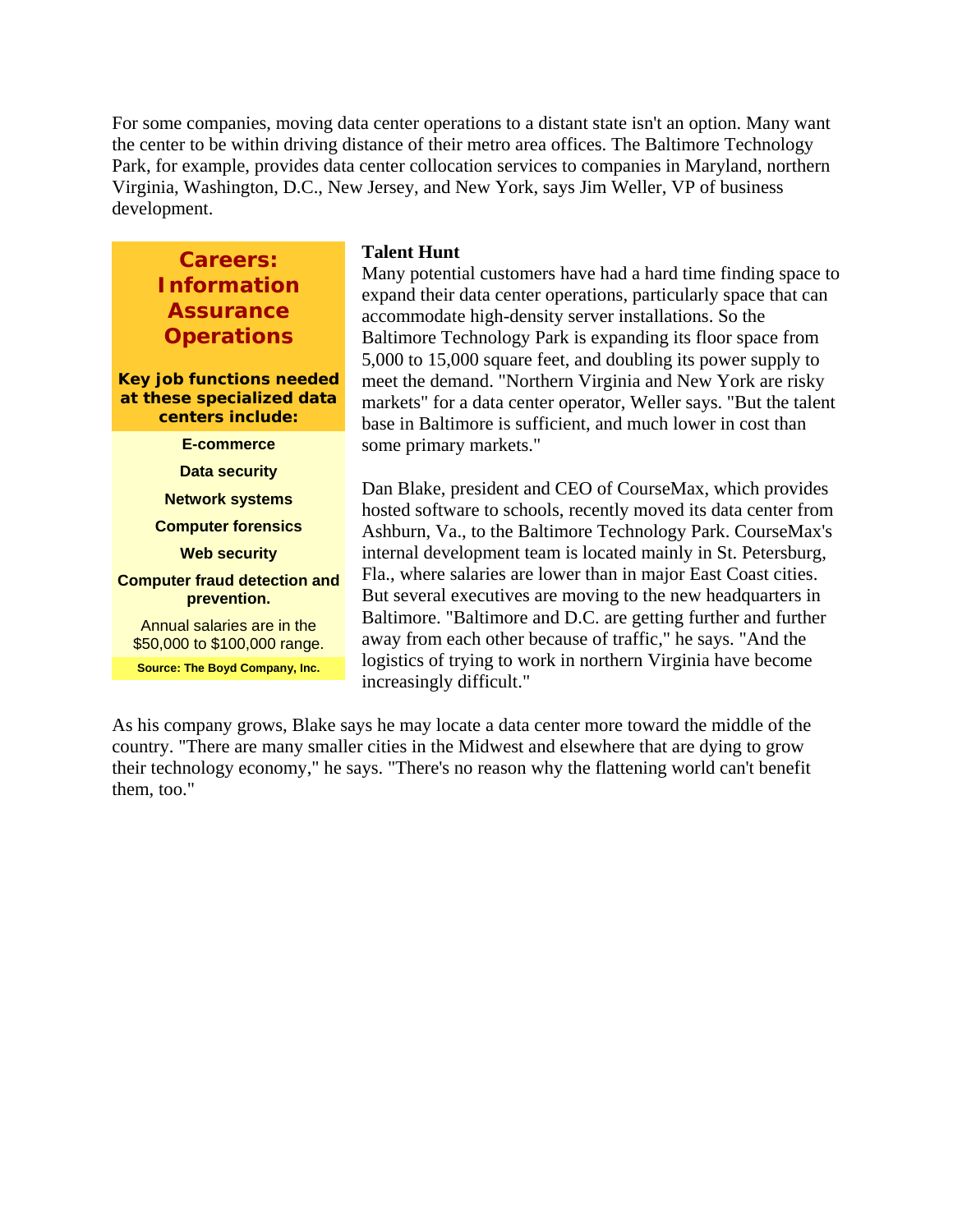For some companies, moving data center operations to a distant state isn't an option. Many want the center to be within driving distance of their metro area offices. The Baltimore Technology Park, for example, provides data center collocation services to companies in Maryland, northern Virginia, Washington, D.C., New Jersey, and New York, says Jim Weller, VP of business development.

### Talent Hunt

Many potential customers have had a hard time finding space to expand their data center operations, particularly space that can accommodate high-density server installations. So the Baltimore Technology Park is expanding its floor space from 5,000 to 15,000 square feet, and doubling its power supply to meet the demand. "Northern Virginia and New York are risky markets" for a data center operator, Weller says. "But the talent base in Baltimore is sufficient, and much lower in cost than some primary markets."

Dan Blake, president and CEO of CourseMax, which provides hosted software to schools, recently moved its data center from Ashburn, Va., to the Baltimore Technology Park. CourseMax's internal development team is located mainly in St. Petersburg, Fla., where salaries are lower than in major East Coast cities. But several executives are moving to the new headquarters in Baltimore. "Baltimore and D.C. are getting further and further away from each other because of traffic," he says. "And the logistics of trying to work in northern Virginia have become increasingly difficult."

As his company grows, Blake says he may locate a data center more toward the middle of the country. "There are many smaller cities in the Midwest and elsewhere that are dying to grow their technology economy," he says. "There's no reason why the flattening world can't benefit them, too."

**Careers: Information Assurance Operations**

**Key job functions needed at these specialized data centers include:**

**E-commerce**

**Data security**

**Network systems**

**Computer forensics**

**Web security**

**Computer fraud detection and prevention.**

Annual salaries are in the $50,000 to $100,000 range.

**Source: The Boyd Company, Inc.**